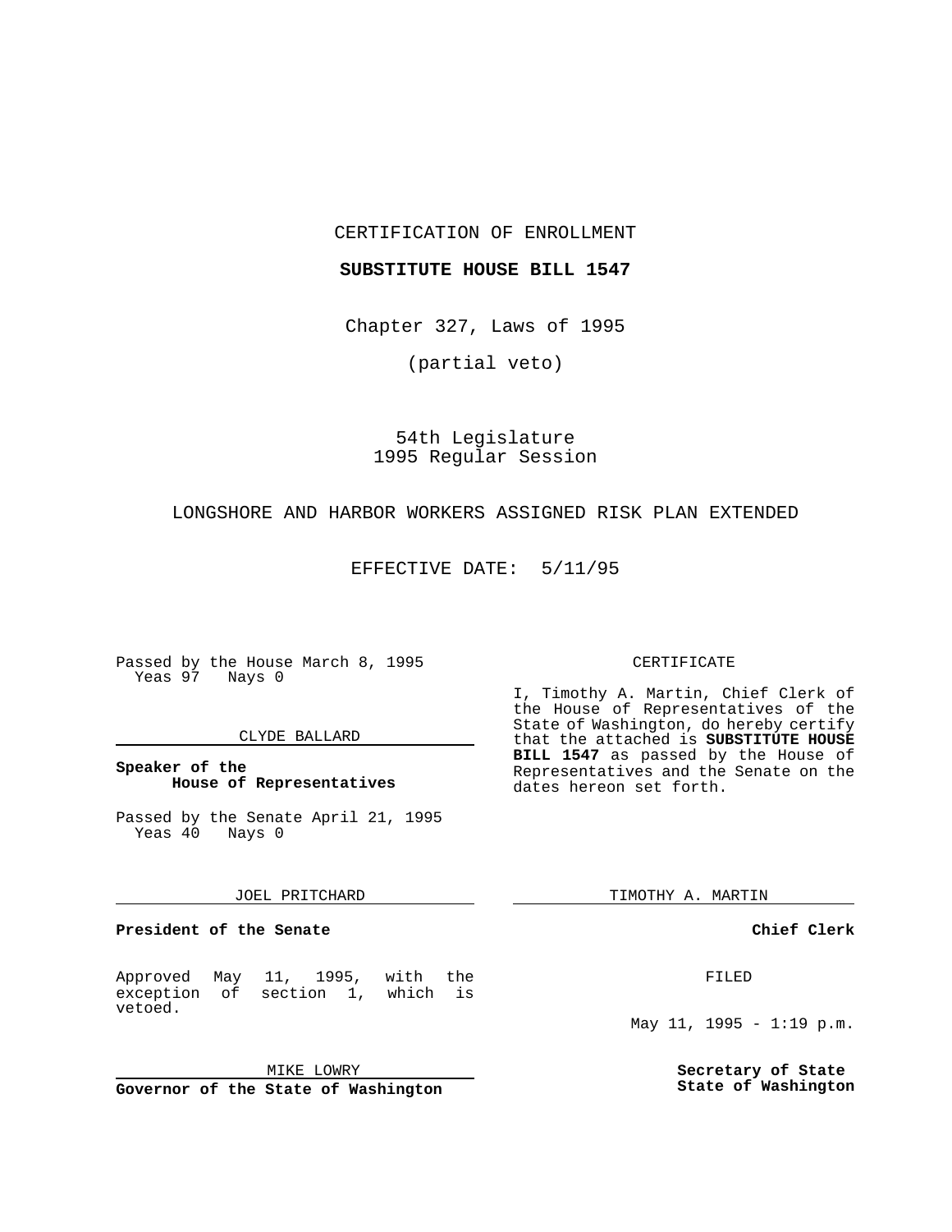CERTIFICATION OF ENROLLMENT

**SUBSTITUTE HOUSE BILL 1547**

Chapter 327, Laws of 1995

(partial veto)

54th Legislature
1995 Regular Session

LONGSHORE AND HARBOR WORKERS ASSIGNED RISK PLAN EXTENDED

EFFECTIVE DATE: 5/11/95

Passed by the House March 8, 1995
Yeas 97 Nays 0

CLYDE BALLARD

**Speaker of the House of Representatives**

Passed by the Senate April 21, 1995
Yeas 40 Nays 0

JOEL PRITCHARD

**President of the Senate**

Approved May 11, 1995, with the exception of section 1, which is vetoed.

MIKE LOWRY

**Governor of the State of Washington**

CERTIFICATE

I, Timothy A. Martin, Chief Clerk of the House of Representatives of the State of Washington, do hereby certify that the attached is **SUBSTITUTE HOUSE BILL 1547** as passed by the House of Representatives and the Senate on the dates hereon set forth.

TIMOTHY A. MARTIN

**Chief Clerk**

FILED

May 11, 1995 - 1:19 p.m.

**Secretary of State State of Washington**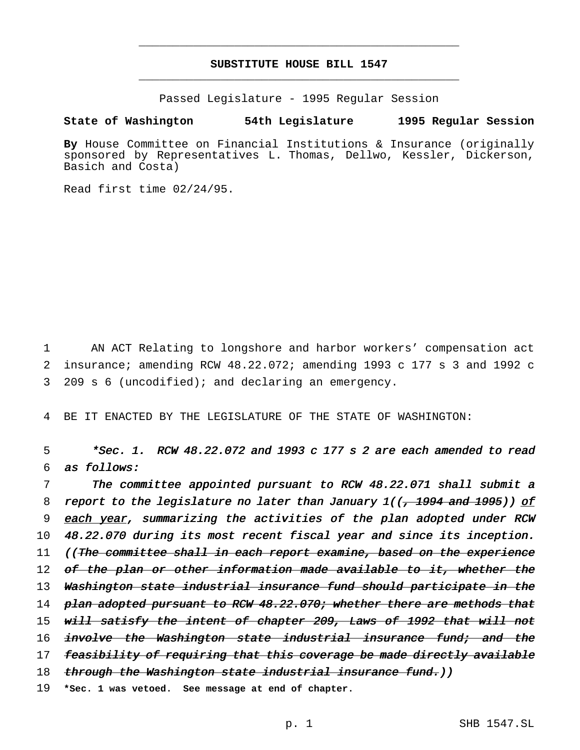**SUBSTITUTE HOUSE BILL 1547**

Passed Legislature - 1995 Regular Session

**State of Washington 54th Legislature 1995 Regular Session**

**By** House Committee on Financial Institutions & Insurance (originally sponsored by Representatives L. Thomas, Dellwo, Kessler, Dickerson, Basich and Costa)

Read first time 02/24/95.

1 AN ACT Relating to longshore and harbor workers' compensation act
2 insurance; amending RCW 48.22.072; amending 1993 c 177 s 3 and 1992 c
3 209 s 6 (uncodified); and declaring an emergency.

4 BE IT ENACTED BY THE LEGISLATURE OF THE STATE OF WASHINGTON:

5 *\*Sec. 1. RCW 48.22.072 and 1993 c 177 s 2 are each amended to read*
6 *as follows:*

7 *The committee appointed pursuant to RCW 48.22.071 shall submit a*
8 *report to the legislature no later than January 1((~~, 1994 and 1995~~)) <u>of</u>*
9 *<u>each year</u>, summarizing the activities of the plan adopted under RCW*
10 *48.22.070 during its most recent fiscal year and since its inception.*
11 *((~~The committee shall in each report examine, based on the experience~~*
12 *~~of the plan or other information made available to it, whether the~~*
13 *~~Washington state industrial insurance fund should participate in the~~*
14 *~~plan adopted pursuant to RCW 48.22.070; whether there are methods that~~*
15 *~~will satisfy the intent of chapter 209, Laws of 1992 that will not~~*
16 *~~involve the Washington state industrial insurance fund; and the~~*
17 *~~feasibility of requiring that this coverage be made directly available~~*
18 *~~through the Washington state industrial insurance fund.~~))*

19 **\*Sec. 1 was vetoed. See message at end of chapter.**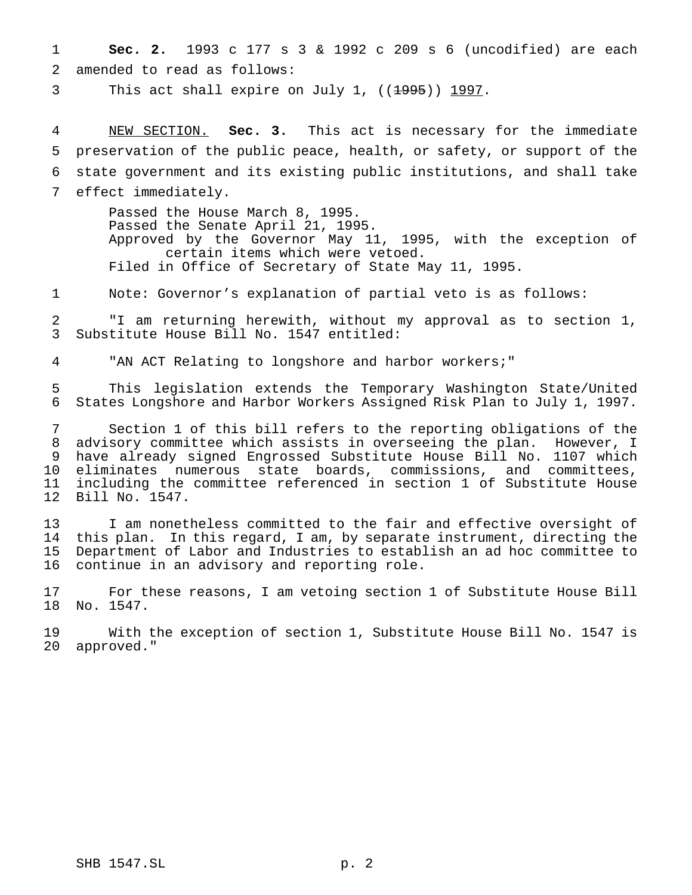**Sec. 2.** 1993 c 177 s 3 & 1992 c 209 s 6 (uncodified) are each amended to read as follows:

This act shall expire on July 1, ((~~1995~~)) <u>1997</u>.

<u>NEW SECTION.</u> **Sec. 3.** This act is necessary for the immediate preservation of the public peace, health, or safety, or support of the state government and its existing public institutions, and shall take effect immediately.

Passed the House March 8, 1995.
Passed the Senate April 21, 1995.
Approved by the Governor May 11, 1995, with the exception of certain items which were vetoed.
Filed in Office of Secretary of State May 11, 1995.

Note: Governor's explanation of partial veto is as follows:

"I am returning herewith, without my approval as to section 1, Substitute House Bill No. 1547 entitled:

"AN ACT Relating to longshore and harbor workers;"

This legislation extends the Temporary Washington State/United States Longshore and Harbor Workers Assigned Risk Plan to July 1, 1997.

Section 1 of this bill refers to the reporting obligations of the advisory committee which assists in overseeing the plan. However, I have already signed Engrossed Substitute House Bill No. 1107 which eliminates numerous state boards, commissions, and committees, including the committee referenced in section 1 of Substitute House Bill No. 1547.

I am nonetheless committed to the fair and effective oversight of this plan. In this regard, I am, by separate instrument, directing the Department of Labor and Industries to establish an ad hoc committee to continue in an advisory and reporting role.

For these reasons, I am vetoing section 1 of Substitute House Bill No. 1547.

With the exception of section 1, Substitute House Bill No. 1547 is approved."